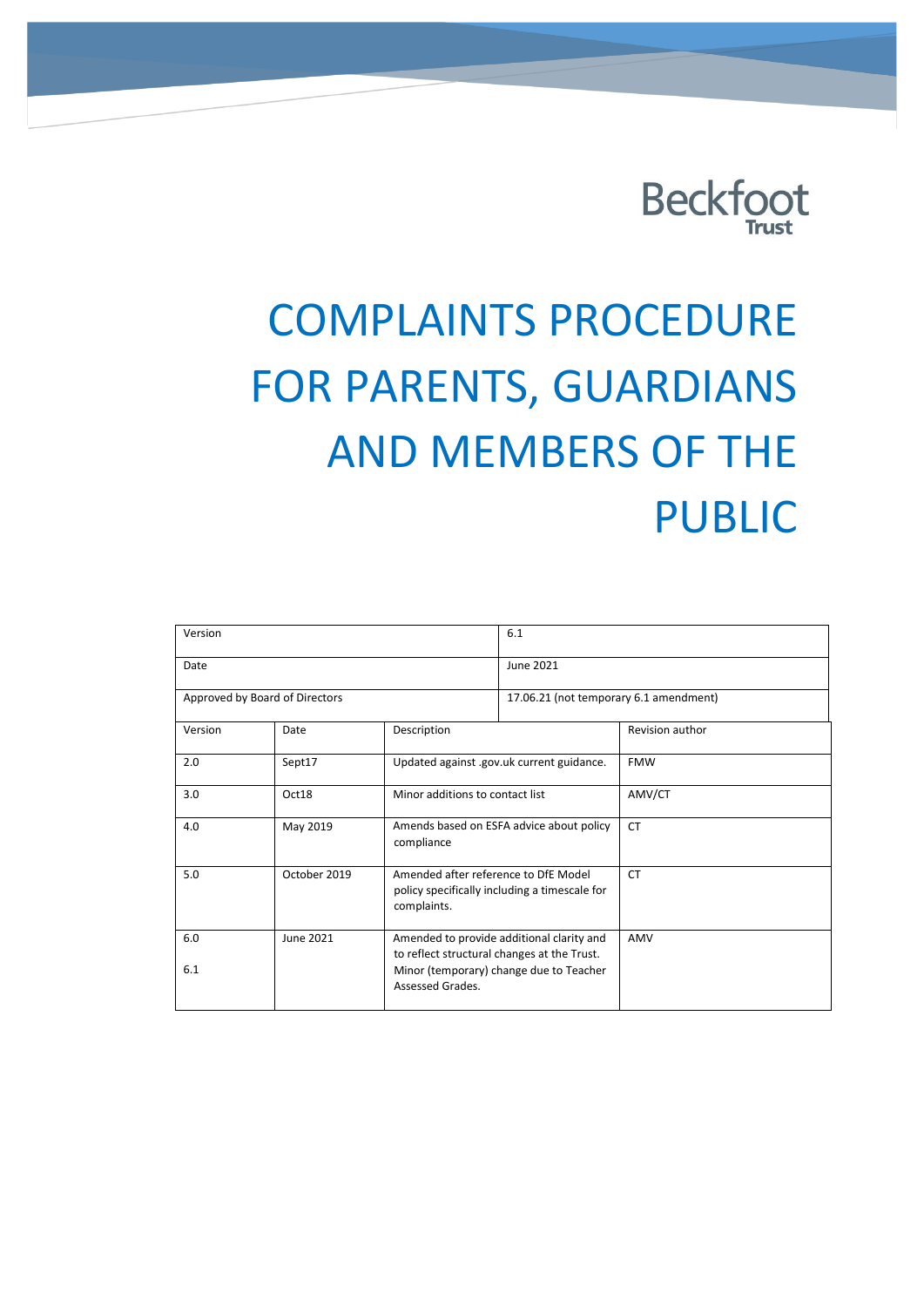Beckfoot Trust

# COMPLAINTS PROCEDURE FOR PARENTS, GUARDIANS AND MEMBERS OF THE PUBLIC

| Version | 6.1 |
|---|---|
| Date | June 2021 |
| Approved by Board of Directors | 17.06.21 (not temporary 6.1 amendment) |

| Version | Date | Description | Revision author |
|---|---|---|---|
| 2.0 | Sept17 | Updated against .gov.uk current guidance. | FMW |
| 3.0 | Oct18 | Minor additions to contact list | AMV/CT |
| 4.0 | May 2019 | Amends based on ESFA advice about policy compliance | CT |
| 5.0 | October 2019 | Amended after reference to DfE Model policy specifically including a timescale for complaints. | CT |
| 6.0<br>6.1 | June 2021 | Amended to provide additional clarity and to reflect structural changes at the Trust.<br>Minor (temporary) change due to Teacher Assessed Grades. | AMV |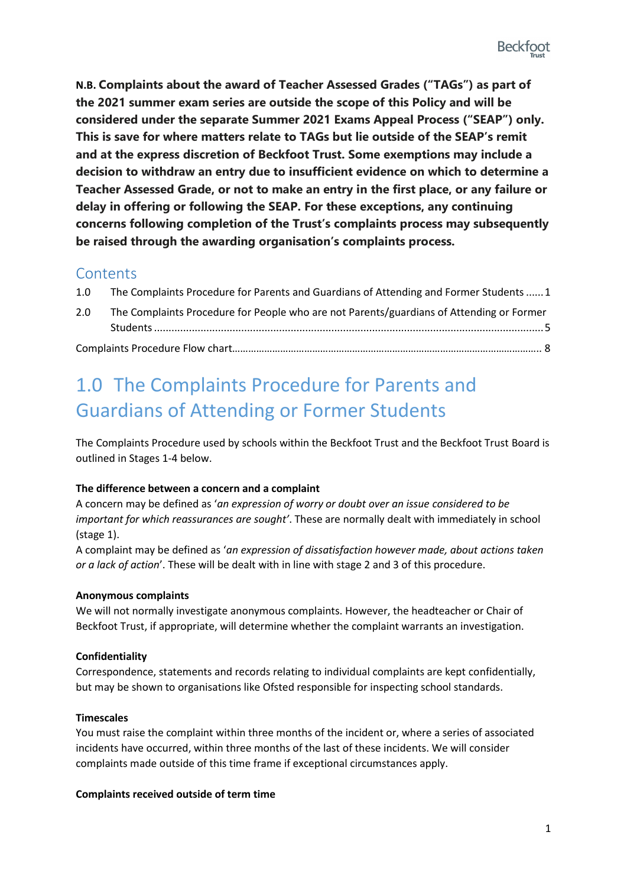**N.B. Complaints about the award of Teacher Assessed Grades ("TAGs") as part of the 2021 summer exam series are outside the scope of this Policy and will be considered under the separate Summer 2021 Exams Appeal Process ("SEAP") only. This is save for where matters relate to TAGs but lie outside of the SEAP's remit and at the express discretion of Beckfoot Trust. Some exemptions may include a decision to withdraw an entry due to insufficient evidence on which to determine a Teacher Assessed Grade, or not to make an entry in the first place, or any failure or delay in offering or following the SEAP. For these exceptions, any continuing concerns following completion of the Trust's complaints process may subsequently be raised through the awarding organisation's complaints process.**

## Contents

1.0 The Complaints Procedure for Parents and Guardians of Attending and Former Students ...... 1

2.0 The Complaints Procedure for People who are not Parents/guardians of Attending or Former Students ...... 5

Complaints Procedure Flow chart ...... 8

# 1.0 The Complaints Procedure for Parents and Guardians of Attending or Former Students

The Complaints Procedure used by schools within the Beckfoot Trust and the Beckfoot Trust Board is outlined in Stages 1-4 below.

**The difference between a concern and a complaint**

A concern may be defined as '*an expression of worry or doubt over an issue considered to be important for which reassurances are sought*'. These are normally dealt with immediately in school (stage 1).

A complaint may be defined as '*an expression of dissatisfaction however made, about actions taken or a lack of action*'. These will be dealt with in line with stage 2 and 3 of this procedure.

**Anonymous complaints**

We will not normally investigate anonymous complaints. However, the headteacher or Chair of Beckfoot Trust, if appropriate, will determine whether the complaint warrants an investigation.

**Confidentiality**

Correspondence, statements and records relating to individual complaints are kept confidentially, but may be shown to organisations like Ofsted responsible for inspecting school standards.

**Timescales**

You must raise the complaint within three months of the incident or, where a series of associated incidents have occurred, within three months of the last of these incidents. We will consider complaints made outside of this time frame if exceptional circumstances apply.

**Complaints received outside of term time**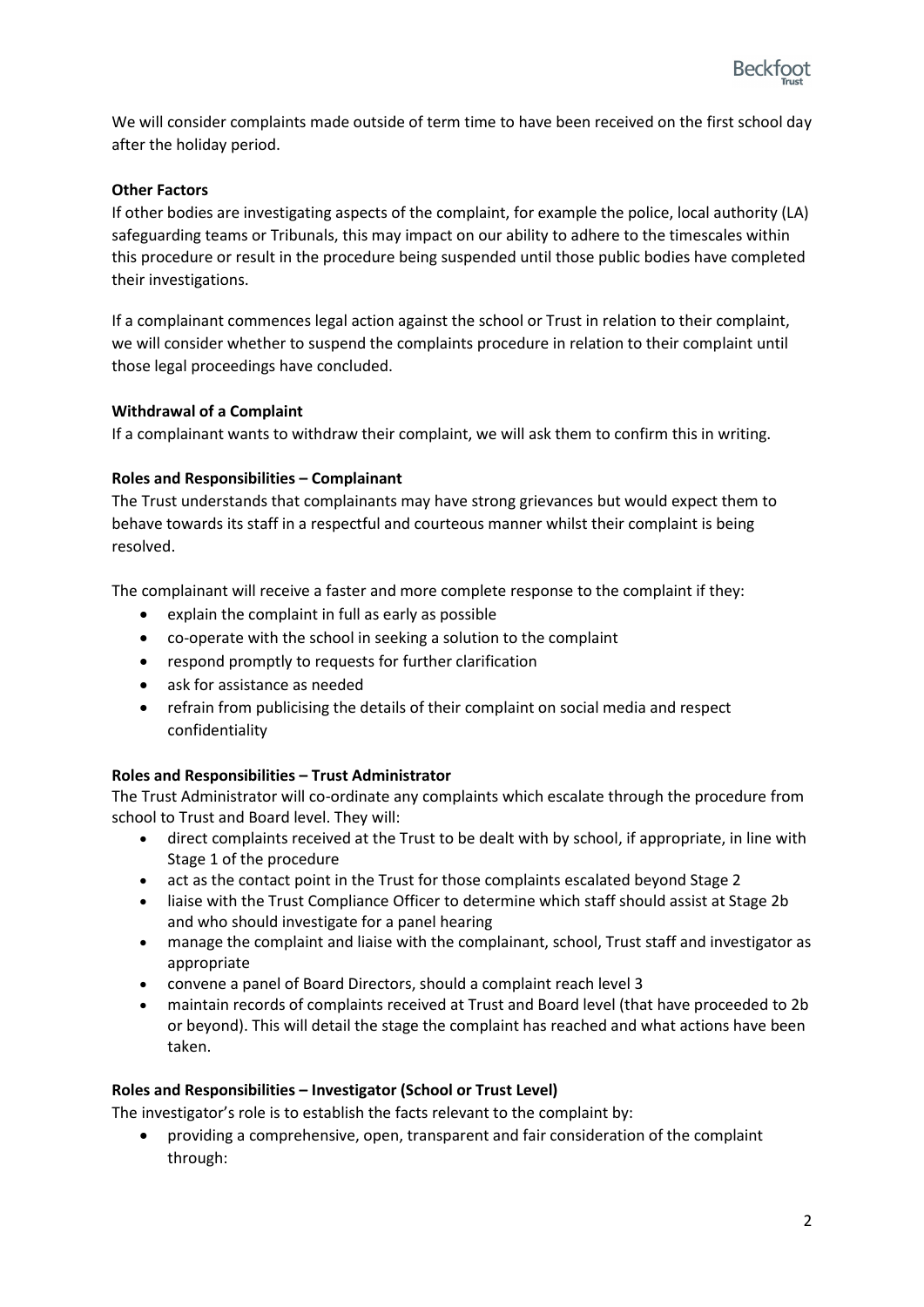We will consider complaints made outside of term time to have been received on the first school day after the holiday period.

**Other Factors**
If other bodies are investigating aspects of the complaint, for example the police, local authority (LA) safeguarding teams or Tribunals, this may impact on our ability to adhere to the timescales within this procedure or result in the procedure being suspended until those public bodies have completed their investigations.

If a complainant commences legal action against the school or Trust in relation to their complaint, we will consider whether to suspend the complaints procedure in relation to their complaint until those legal proceedings have concluded.

**Withdrawal of a Complaint**
If a complainant wants to withdraw their complaint, we will ask them to confirm this in writing.

**Roles and Responsibilities – Complainant**
The Trust understands that complainants may have strong grievances but would expect them to behave towards its staff in a respectful and courteous manner whilst their complaint is being resolved.

The complainant will receive a faster and more complete response to the complaint if they:

- explain the complaint in full as early as possible
- co-operate with the school in seeking a solution to the complaint
- respond promptly to requests for further clarification
- ask for assistance as needed
- refrain from publicising the details of their complaint on social media and respect confidentiality

**Roles and Responsibilities – Trust Administrator**
The Trust Administrator will co-ordinate any complaints which escalate through the procedure from school to Trust and Board level. They will:

- direct complaints received at the Trust to be dealt with by school, if appropriate, in line with Stage 1 of the procedure
- act as the contact point in the Trust for those complaints escalated beyond Stage 2
- liaise with the Trust Compliance Officer to determine which staff should assist at Stage 2b and who should investigate for a panel hearing
- manage the complaint and liaise with the complainant, school, Trust staff and investigator as appropriate
- convene a panel of Board Directors, should a complaint reach level 3
- maintain records of complaints received at Trust and Board level (that have proceeded to 2b or beyond). This will detail the stage the complaint has reached and what actions have been taken.

**Roles and Responsibilities – Investigator (School or Trust Level)**
The investigator's role is to establish the facts relevant to the complaint by:

- providing a comprehensive, open, transparent and fair consideration of the complaint through: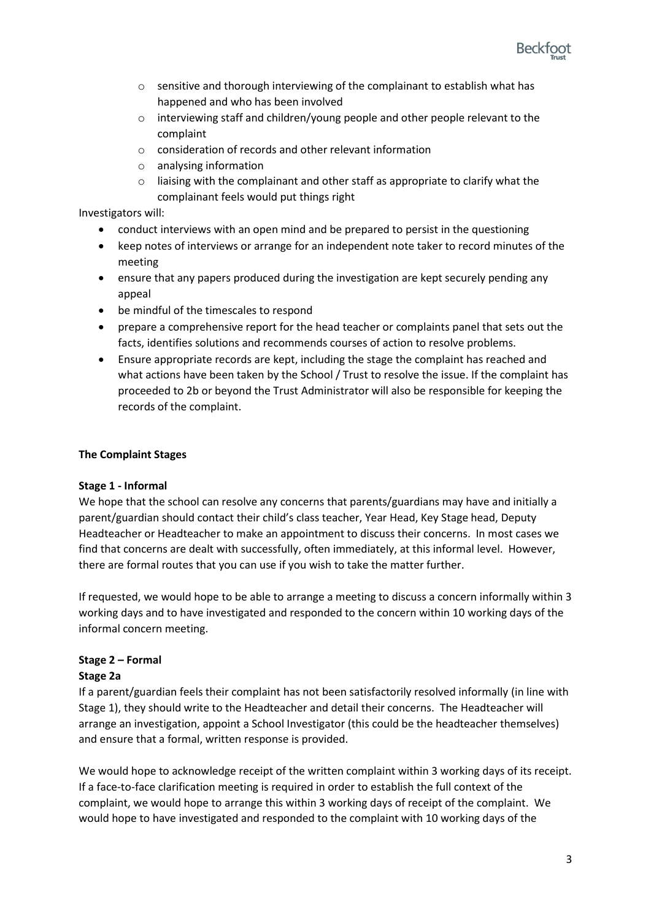- sensitive and thorough interviewing of the complainant to establish what has happened and who has been involved
- interviewing staff and children/young people and other people relevant to the complaint
- consideration of records and other relevant information
- analysing information
- liaising with the complainant and other staff as appropriate to clarify what the complainant feels would put things right

Investigators will:

- conduct interviews with an open mind and be prepared to persist in the questioning
- keep notes of interviews or arrange for an independent note taker to record minutes of the meeting
- ensure that any papers produced during the investigation are kept securely pending any appeal
- be mindful of the timescales to respond
- prepare a comprehensive report for the head teacher or complaints panel that sets out the facts, identifies solutions and recommends courses of action to resolve problems.
- Ensure appropriate records are kept, including the stage the complaint has reached and what actions have been taken by the School / Trust to resolve the issue. If the complaint has proceeded to 2b or beyond the Trust Administrator will also be responsible for keeping the records of the complaint.

**The Complaint Stages**

**Stage 1 - Informal**

We hope that the school can resolve any concerns that parents/guardians may have and initially a parent/guardian should contact their child's class teacher, Year Head, Key Stage head, Deputy Headteacher or Headteacher to make an appointment to discuss their concerns. In most cases we find that concerns are dealt with successfully, often immediately, at this informal level. However, there are formal routes that you can use if you wish to take the matter further.

If requested, we would hope to be able to arrange a meeting to discuss a concern informally within 3 working days and to have investigated and responded to the concern within 10 working days of the informal concern meeting.

**Stage 2 – Formal**

**Stage 2a**

If a parent/guardian feels their complaint has not been satisfactorily resolved informally (in line with Stage 1), they should write to the Headteacher and detail their concerns. The Headteacher will arrange an investigation, appoint a School Investigator (this could be the headteacher themselves) and ensure that a formal, written response is provided.

We would hope to acknowledge receipt of the written complaint within 3 working days of its receipt. If a face-to-face clarification meeting is required in order to establish the full context of the complaint, we would hope to arrange this within 3 working days of receipt of the complaint. We would hope to have investigated and responded to the complaint with 10 working days of the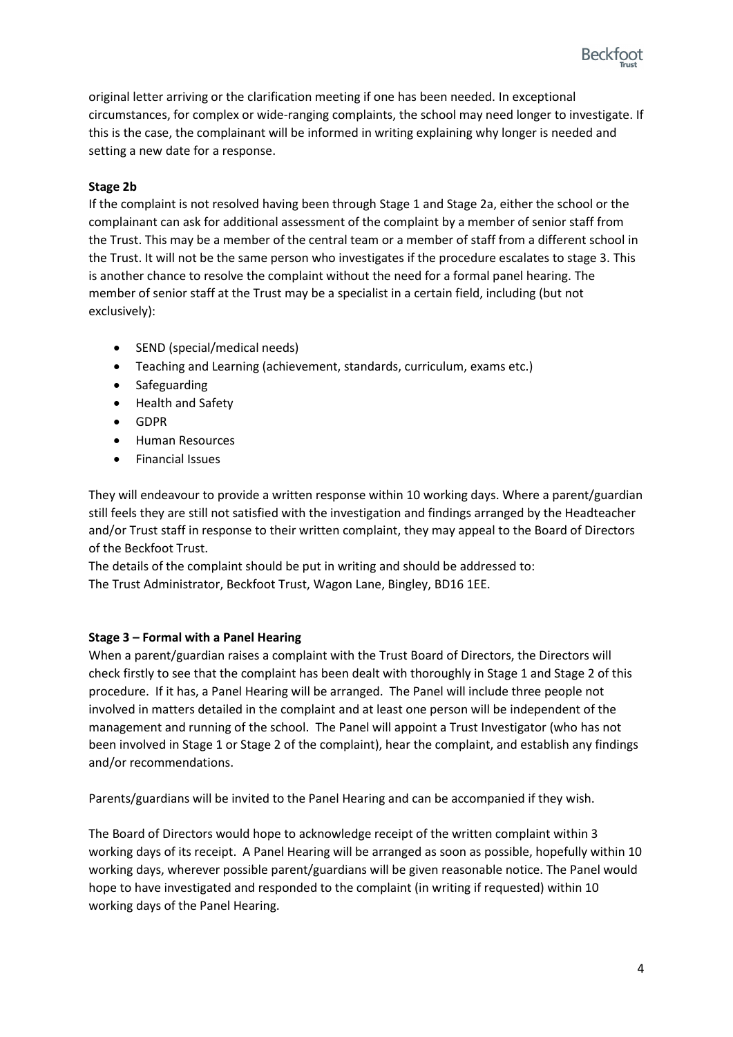original letter arriving or the clarification meeting if one has been needed. In exceptional circumstances, for complex or wide-ranging complaints, the school may need longer to investigate. If this is the case, the complainant will be informed in writing explaining why longer is needed and setting a new date for a response.

**Stage 2b**

If the complaint is not resolved having been through Stage 1 and Stage 2a, either the school or the complainant can ask for additional assessment of the complaint by a member of senior staff from the Trust. This may be a member of the central team or a member of staff from a different school in the Trust. It will not be the same person who investigates if the procedure escalates to stage 3. This is another chance to resolve the complaint without the need for a formal panel hearing. The member of senior staff at the Trust may be a specialist in a certain field, including (but not exclusively):

- SEND (special/medical needs)
- Teaching and Learning (achievement, standards, curriculum, exams etc.)
- Safeguarding
- Health and Safety
- GDPR
- Human Resources
- Financial Issues

They will endeavour to provide a written response within 10 working days. Where a parent/guardian still feels they are still not satisfied with the investigation and findings arranged by the Headteacher and/or Trust staff in response to their written complaint, they may appeal to the Board of Directors of the Beckfoot Trust.

The details of the complaint should be put in writing and should be addressed to:
The Trust Administrator, Beckfoot Trust, Wagon Lane, Bingley, BD16 1EE.

**Stage 3 – Formal with a Panel Hearing**

When a parent/guardian raises a complaint with the Trust Board of Directors, the Directors will check firstly to see that the complaint has been dealt with thoroughly in Stage 1 and Stage 2 of this procedure. If it has, a Panel Hearing will be arranged. The Panel will include three people not involved in matters detailed in the complaint and at least one person will be independent of the management and running of the school. The Panel will appoint a Trust Investigator (who has not been involved in Stage 1 or Stage 2 of the complaint), hear the complaint, and establish any findings and/or recommendations.

Parents/guardians will be invited to the Panel Hearing and can be accompanied if they wish.

The Board of Directors would hope to acknowledge receipt of the written complaint within 3 working days of its receipt. A Panel Hearing will be arranged as soon as possible, hopefully within 10 working days, wherever possible parent/guardians will be given reasonable notice. The Panel would hope to have investigated and responded to the complaint (in writing if requested) within 10 working days of the Panel Hearing.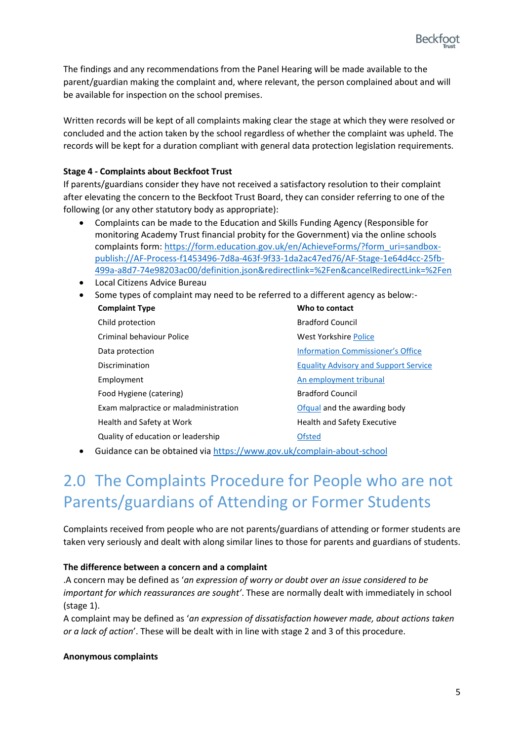The findings and any recommendations from the Panel Hearing will be made available to the parent/guardian making the complaint and, where relevant, the person complained about and will be available for inspection on the school premises.

Written records will be kept of all complaints making clear the stage at which they were resolved or concluded and the action taken by the school regardless of whether the complaint was upheld. The records will be kept for a duration compliant with general data protection legislation requirements.

**Stage 4 - Complaints about Beckfoot Trust**

If parents/guardians consider they have not received a satisfactory resolution to their complaint after elevating the concern to the Beckfoot Trust Board, they can consider referring to one of the following (or any other statutory body as appropriate):

- Complaints can be made to the Education and Skills Funding Agency (Responsible for monitoring Academy Trust financial probity for the Government) via the online schools complaints form: [https://form.education.gov.uk/en/AchieveForms/?form_uri=sandbox-publish://AF-Process-f1453496-7d8a-463f-9f33-1da2ac47ed76/AF-Stage-1e64d4cc-25fb-499a-a8d7-74e98203ac00/definition.json&redirectlink=%2Fen&cancelRedirectLink=%2Fen](https://form.education.gov.uk/en/AchieveForms/?form_uri=sandbox-publish://AF-Process-f1453496-7d8a-463f-9f33-1da2ac47ed76/AF-Stage-1e64d4cc-25fb-499a-a8d7-74e98203ac00/definition.json&redirectlink=%2Fen&cancelRedirectLink=%2Fen)
- Local Citizens Advice Bureau
- Some types of complaint may need to be referred to a different agency as below:-

| Complaint Type | Who to contact |
|---|---|
| Child protection | Bradford Council |
| Criminal behaviour Police | West Yorkshire Police |
| Data protection | Information Commissioner's Office |
| Discrimination | Equality Advisory and Support Service |
| Employment | An employment tribunal |
| Food Hygiene (catering) | Bradford Council |
| Exam malpractice or maladministration | Ofqual and the awarding body |
| Health and Safety at Work | Health and Safety Executive |
| Quality of education or leadership | Ofsted |

- Guidance can be obtained via [https://www.gov.uk/complain-about-school](https://www.gov.uk/complain-about-school)

# 2.0 The Complaints Procedure for People who are not Parents/guardians of Attending or Former Students

Complaints received from people who are not parents/guardians of attending or former students are taken very seriously and dealt with along similar lines to those for parents and guardians of students.

**The difference between a concern and a complaint**

.A concern may be defined as '*an expression of worry or doubt over an issue considered to be important for which reassurances are sought*'. These are normally dealt with immediately in school (stage 1).

A complaint may be defined as '*an expression of dissatisfaction however made, about actions taken or a lack of action*'. These will be dealt with in line with stage 2 and 3 of this procedure.

**Anonymous complaints**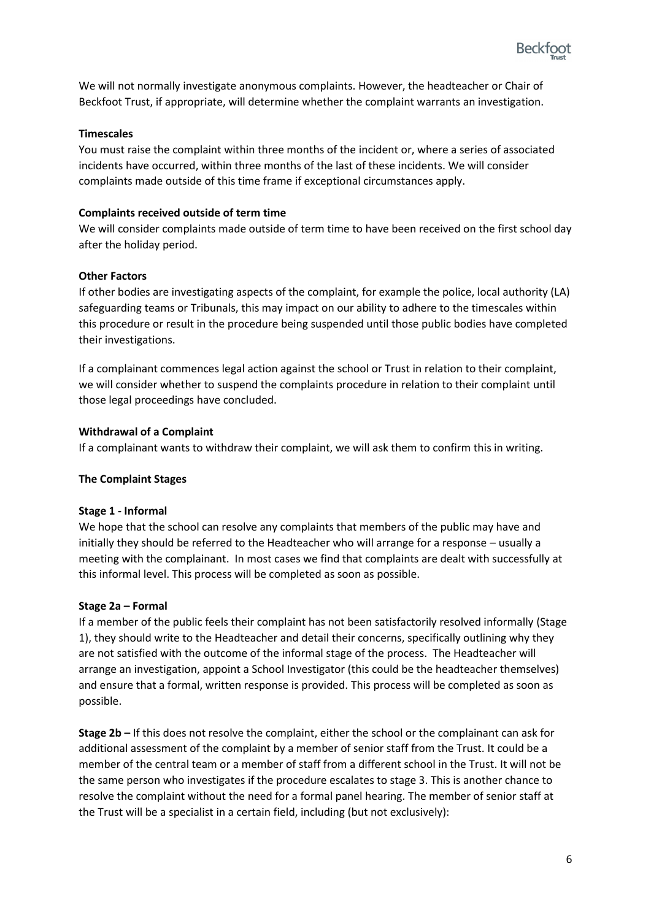We will not normally investigate anonymous complaints. However, the headteacher or Chair of Beckfoot Trust, if appropriate, will determine whether the complaint warrants an investigation.

**Timescales**

You must raise the complaint within three months of the incident or, where a series of associated incidents have occurred, within three months of the last of these incidents. We will consider complaints made outside of this time frame if exceptional circumstances apply.

**Complaints received outside of term time**

We will consider complaints made outside of term time to have been received on the first school day after the holiday period.

**Other Factors**

If other bodies are investigating aspects of the complaint, for example the police, local authority (LA) safeguarding teams or Tribunals, this may impact on our ability to adhere to the timescales within this procedure or result in the procedure being suspended until those public bodies have completed their investigations.

If a complainant commences legal action against the school or Trust in relation to their complaint, we will consider whether to suspend the complaints procedure in relation to their complaint until those legal proceedings have concluded.

**Withdrawal of a Complaint**

If a complainant wants to withdraw their complaint, we will ask them to confirm this in writing.

**The Complaint Stages**

**Stage 1 - Informal**

We hope that the school can resolve any complaints that members of the public may have and initially they should be referred to the Headteacher who will arrange for a response – usually a meeting with the complainant. In most cases we find that complaints are dealt with successfully at this informal level. This process will be completed as soon as possible.

**Stage 2a – Formal**

If a member of the public feels their complaint has not been satisfactorily resolved informally (Stage 1), they should write to the Headteacher and detail their concerns, specifically outlining why they are not satisfied with the outcome of the informal stage of the process. The Headteacher will arrange an investigation, appoint a School Investigator (this could be the headteacher themselves) and ensure that a formal, written response is provided. This process will be completed as soon as possible.

**Stage 2b –** If this does not resolve the complaint, either the school or the complainant can ask for additional assessment of the complaint by a member of senior staff from the Trust. It could be a member of the central team or a member of staff from a different school in the Trust. It will not be the same person who investigates if the procedure escalates to stage 3. This is another chance to resolve the complaint without the need for a formal panel hearing. The member of senior staff at the Trust will be a specialist in a certain field, including (but not exclusively):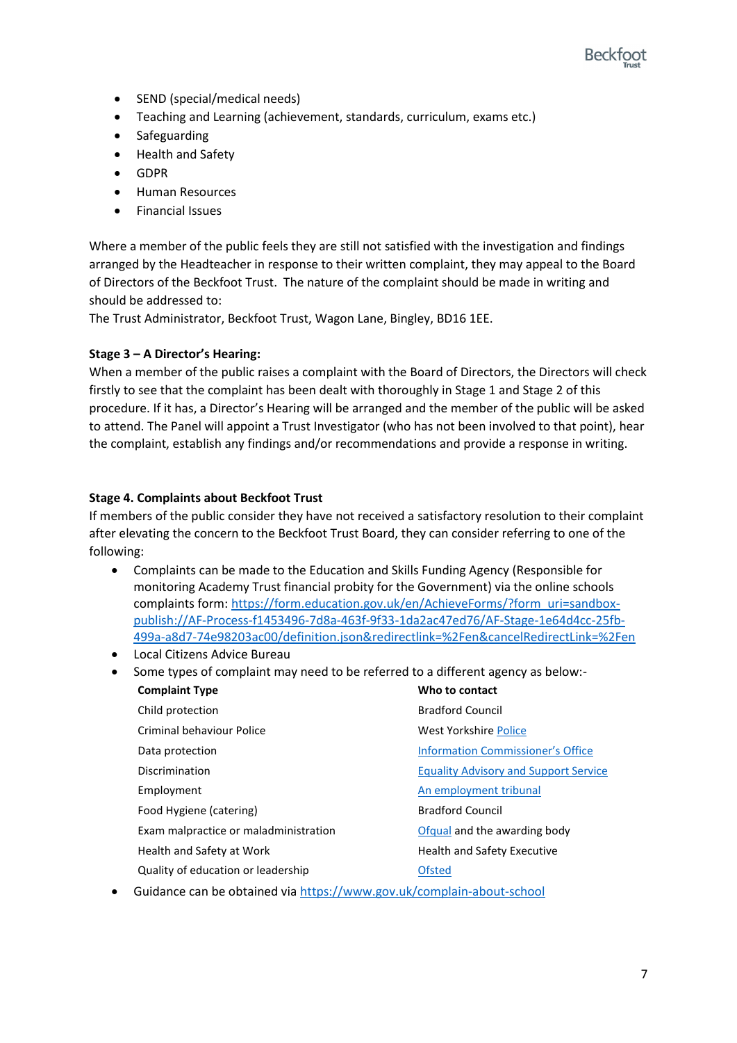- SEND (special/medical needs)
- Teaching and Learning (achievement, standards, curriculum, exams etc.)
- Safeguarding
- Health and Safety
- GDPR
- Human Resources
- Financial Issues

Where a member of the public feels they are still not satisfied with the investigation and findings arranged by the Headteacher in response to their written complaint, they may appeal to the Board of Directors of the Beckfoot Trust. The nature of the complaint should be made in writing and should be addressed to:
The Trust Administrator, Beckfoot Trust, Wagon Lane, Bingley, BD16 1EE.

**Stage 3 – A Director's Hearing:**
When a member of the public raises a complaint with the Board of Directors, the Directors will check firstly to see that the complaint has been dealt with thoroughly in Stage 1 and Stage 2 of this procedure. If it has, a Director's Hearing will be arranged and the member of the public will be asked to attend. The Panel will appoint a Trust Investigator (who has not been involved to that point), hear the complaint, establish any findings and/or recommendations and provide a response in writing.

**Stage 4. Complaints about Beckfoot Trust**
If members of the public consider they have not received a satisfactory resolution to their complaint after elevating the concern to the Beckfoot Trust Board, they can consider referring to one of the following:

- Complaints can be made to the Education and Skills Funding Agency (Responsible for monitoring Academy Trust financial probity for the Government) via the online schools complaints form: https://form.education.gov.uk/en/AchieveForms/?form_uri=sandbox-publish://AF-Process-f1453496-7d8a-463f-9f33-1da2ac47ed76/AF-Stage-1e64d4cc-25fb-499a-a8d7-74e98203ac00/definition.json&redirectlink=%2Fen&cancelRedirectLink=%2Fen
- Local Citizens Advice Bureau
- Some types of complaint may need to be referred to a different agency as below:-

| Complaint Type | Who to contact |
|---|---|
| Child protection | Bradford Council |
| Criminal behaviour Police | West Yorkshire Police |
| Data protection | Information Commissioner's Office |
| Discrimination | Equality Advisory and Support Service |
| Employment | An employment tribunal |
| Food Hygiene (catering) | Bradford Council |
| Exam malpractice or maladministration | Ofqual and the awarding body |
| Health and Safety at Work | Health and Safety Executive |
| Quality of education or leadership | Ofsted |

- Guidance can be obtained via https://www.gov.uk/complain-about-school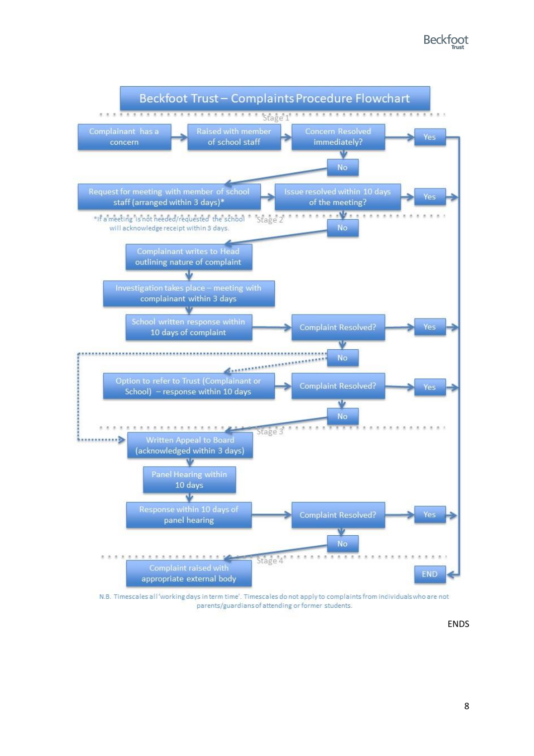# Beckfoot Trust – Complaints Procedure Flowchart

Stage 1

Complainant has a concern

Raised with member of school staff

Concern Resolved immediately?

Yes

No

Request for meeting with member of school staff (arranged within 3 days)*

Issue resolved within 10 days of the meeting?

Yes

*If a meeting is not needed/requested the school will acknowledge receipt within 3 days.

Stage 2

No

Complainant writes to Head outlining nature of complaint

Investigation takes place – meeting with complainant within 3 days

School written response within 10 days of complaint

Complaint Resolved?

Yes

No

Option to refer to Trust (Complainant or School) – response within 10 days

Complaint Resolved?

Yes

No

Stage 3

Written Appeal to Board (acknowledged within 3 days)

Panel Hearing within 10 days

Response within 10 days of panel hearing

Complaint Resolved?

Yes

No

Stage 4

Complaint raised with appropriate external body

END

N.B. Timescales all 'working days in term time'. Timescales do not apply to complaints from individuals who are not parents/guardians of attending or former students.

ENDS